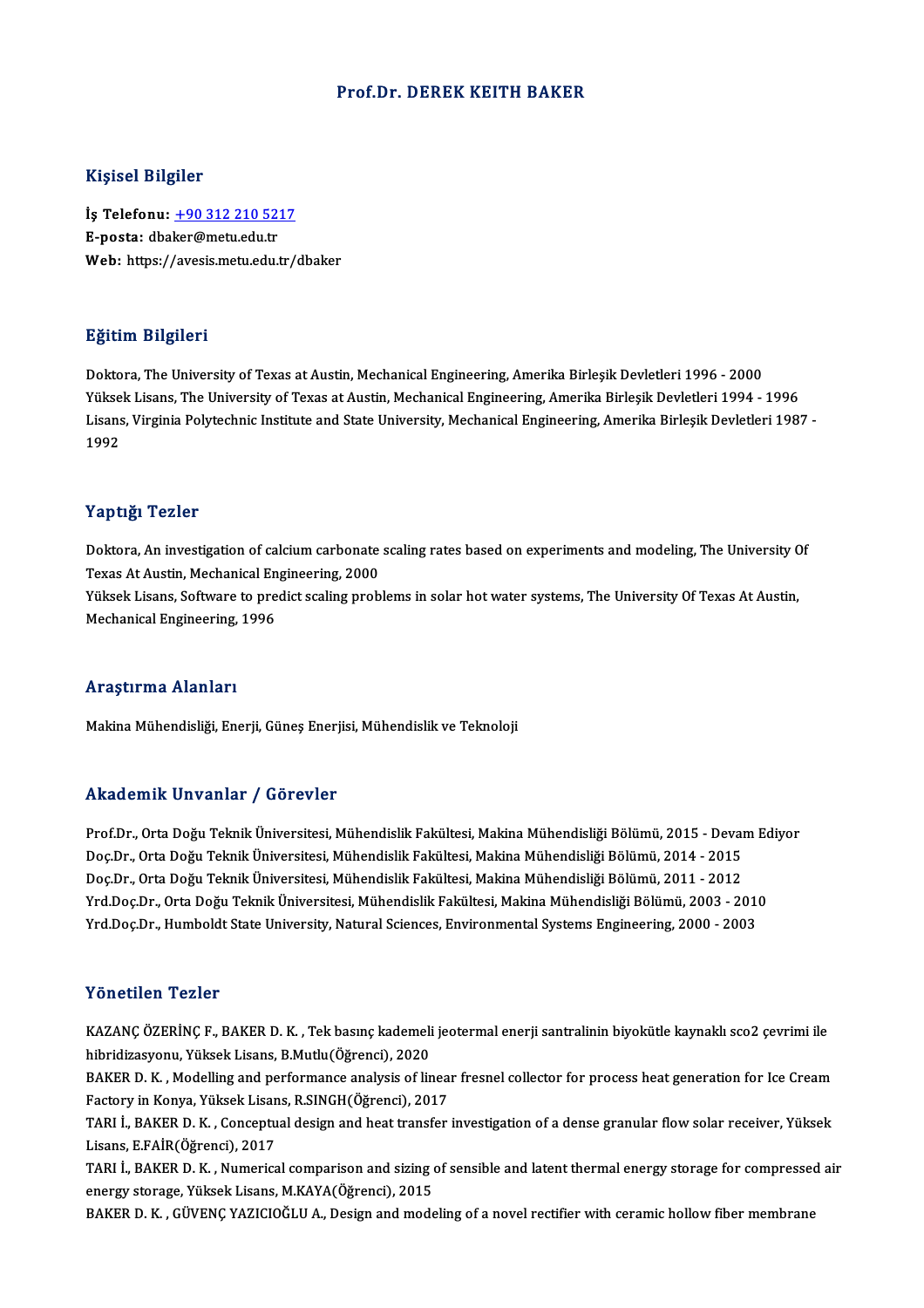# Prof.Dr. DEREK KEITH BAKER

## Kişisel Bilgiler

**İş Telefonu:** +90 312 210 5217
**E-posta:** dbaker@metu.edu.tr
**Web:** https://avesis.metu.edu.tr/dbaker

## Eğitim Bilgileri

Doktora, The University of Texas at Austin, Mechanical Engineering, Amerika Birleşik Devletleri 1996 - 2000
Yüksek Lisans, The University of Texas at Austin, Mechanical Engineering, Amerika Birleşik Devletleri 1994 - 1996
Lisans, Virginia Polytechnic Institute and State University, Mechanical Engineering, Amerika Birleşik Devletleri 1987 - 1992

## Yaptığı Tezler

Doktora, An investigation of calcium carbonate scaling rates based on experiments and modeling, The University Of Texas At Austin, Mechanical Engineering, 2000
Yüksek Lisans, Software to predict scaling problems in solar hot water systems, The University Of Texas At Austin, Mechanical Engineering, 1996

## Araştırma Alanları

Makina Mühendisliği, Enerji, Güneş Enerjisi, Mühendislik ve Teknoloji

## Akademik Unvanlar / Görevler

Prof.Dr., Orta Doğu Teknik Üniversitesi, Mühendislik Fakültesi, Makina Mühendisliği Bölümü, 2015 - Devam Ediyor
Doç.Dr., Orta Doğu Teknik Üniversitesi, Mühendislik Fakültesi, Makina Mühendisliği Bölümü, 2014 - 2015
Doç.Dr., Orta Doğu Teknik Üniversitesi, Mühendislik Fakültesi, Makina Mühendisliği Bölümü, 2011 - 2012
Yrd.Doç.Dr., Orta Doğu Teknik Üniversitesi, Mühendislik Fakültesi, Makina Mühendisliği Bölümü, 2003 - 2010
Yrd.Doç.Dr., Humboldt State University, Natural Sciences, Environmental Systems Engineering, 2000 - 2003

## Yönetilen Tezler

KAZANÇ ÖZERİNÇ F., BAKER D. K. , Tek basınç kademeli jeotermal enerji santralinin biyokütle kaynaklı sco2 çevrimi ile hibridizasyonu, Yüksek Lisans, B.Mutlu(Öğrenci), 2020
BAKER D. K. , Modelling and performance analysis of linear fresnel collector for process heat generation for Ice Cream Factory in Konya, Yüksek Lisans, R.SINGH(Öğrenci), 2017
TARI İ., BAKER D. K. , Conceptual design and heat transfer investigation of a dense granular flow solar receiver, Yüksek Lisans, E.FAİR(Öğrenci), 2017
TARI İ., BAKER D. K. , Numerical comparison and sizing of sensible and latent thermal energy storage for compressed air energy storage, Yüksek Lisans, M.KAYA(Öğrenci), 2015
BAKER D. K. , GÜVENÇ YAZICIOĞLU A., Design and modeling of a novel rectifier with ceramic hollow fiber membrane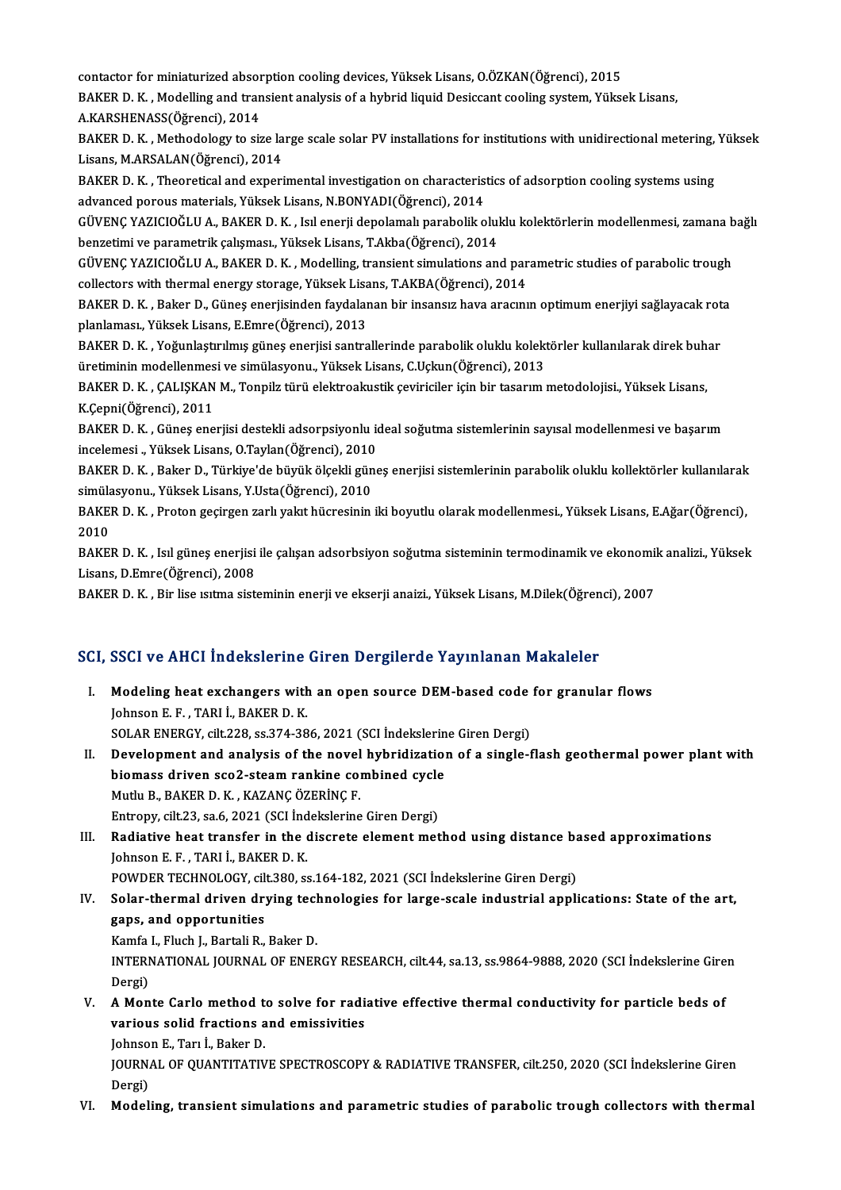contactor for miniaturized absorption cooling devices, Yüksek Lisans, O.ÖZKAN(Öğrenci), 2015

BAKER D. K. , Modelling and transient analysis of a hybrid liquid Desiccant cooling system, Yüksek Lisans, A.KARSHENASS(Öğrenci), 2014

BAKER D. K. , Methodology to size large scale solar PV installations for institutions with unidirectional metering, Yüksek Lisans, M.ARSALAN(Öğrenci), 2014

BAKER D. K. , Theoretical and experimental investigation on characteristics of adsorption cooling systems using advanced porous materials, Yüksek Lisans, N.BONYADI(Öğrenci), 2014

GÜVENÇ YAZICIOĞLU A., BAKER D. K. , Isıl enerji depolamalı parabolik oluklu kolektörlerin modellenmesi, zamana bağlı benzetimi ve parametrik çalışması., Yüksek Lisans, T.Akba(Öğrenci), 2014

GÜVENÇ YAZICIOĞLU A., BAKER D. K. , Modelling, transient simulations and parametric studies of parabolic trough collectors with thermal energy storage, Yüksek Lisans, T.AKBA(Öğrenci), 2014

BAKER D. K. , Baker D., Güneş enerjisinden faydalanan bir insansız hava aracının optimum enerjiyi sağlayacak rota planlaması., Yüksek Lisans, E.Emre(Öğrenci), 2013

BAKER D. K. , Yoğunlaştırılmış güneş enerjisi santrallerinde parabolik oluklu kolektörler kullanılarak direk buhar üretiminin modellenmesi ve simülasyonu., Yüksek Lisans, C.Uçkun(Öğrenci), 2013

BAKER D. K. , ÇALIŞKAN M., Tonpilz türü elektroakustik çeviriciler için bir tasarım metodolojisi., Yüksek Lisans, K.Çepni(Öğrenci), 2011

BAKER D. K. , Güneş enerjisi destekli adsorpsiyonlu ideal soğutma sistemlerinin sayısal modellenmesi ve başarım incelemesi ., Yüksek Lisans, O.Taylan(Öğrenci), 2010

BAKER D. K. , Baker D., Türkiye'de büyük ölçekli güneş enerjisi sistemlerinin parabolik oluklu kollektörler kullanılarak simülasyonu., Yüksek Lisans, Y.Usta(Öğrenci), 2010

BAKER D. K. , Proton geçirgen zarlı yakıt hücresinin iki boyutlu olarak modellenmesi., Yüksek Lisans, E.Ağar(Öğrenci), 2010

BAKER D. K. , Isıl güneş enerjisi ile çalışan adsorbsiyon soğutma sisteminin termodinamik ve ekonomik analizi., Yüksek Lisans, D.Emre(Öğrenci), 2008

BAKER D. K. , Bir lise ısıtma sisteminin enerji ve ekserji anaizi., Yüksek Lisans, M.Dilek(Öğrenci), 2007

## SCI, SSCI ve AHCI İndekslerine Giren Dergilerde Yayınlanan Makaleler

I. **Modeling heat exchangers with an open source DEM-based code for granular flows**
Johnson E. F. , TARI İ., BAKER D. K.
SOLAR ENERGY, cilt.228, ss.374-386, 2021 (SCI İndekslerine Giren Dergi)

II. **Development and analysis of the novel hybridization of a single-flash geothermal power plant with biomass driven sco2-steam rankine combined cycle**
Mutlu B., BAKER D. K. , KAZANÇ ÖZERİNÇ F.
Entropy, cilt.23, sa.6, 2021 (SCI İndekslerine Giren Dergi)

III. **Radiative heat transfer in the discrete element method using distance based approximations**
Johnson E. F. , TARI İ., BAKER D. K.
POWDER TECHNOLOGY, cilt.380, ss.164-182, 2021 (SCI İndekslerine Giren Dergi)

IV. **Solar-thermal driven drying technologies for large-scale industrial applications: State of the art, gaps, and opportunities**
Kamfa I., Fluch J., Bartali R., Baker D.
INTERNATIONAL JOURNAL OF ENERGY RESEARCH, cilt.44, sa.13, ss.9864-9888, 2020 (SCI İndekslerine Giren Dergi)

V. **A Monte Carlo method to solve for radiative effective thermal conductivity for particle beds of various solid fractions and emissivities**
Johnson E., Tarı İ., Baker D.
JOURNAL OF QUANTITATIVE SPECTROSCOPY & RADIATIVE TRANSFER, cilt.250, 2020 (SCI İndekslerine Giren Dergi)

VI. **Modeling, transient simulations and parametric studies of parabolic trough collectors with thermal**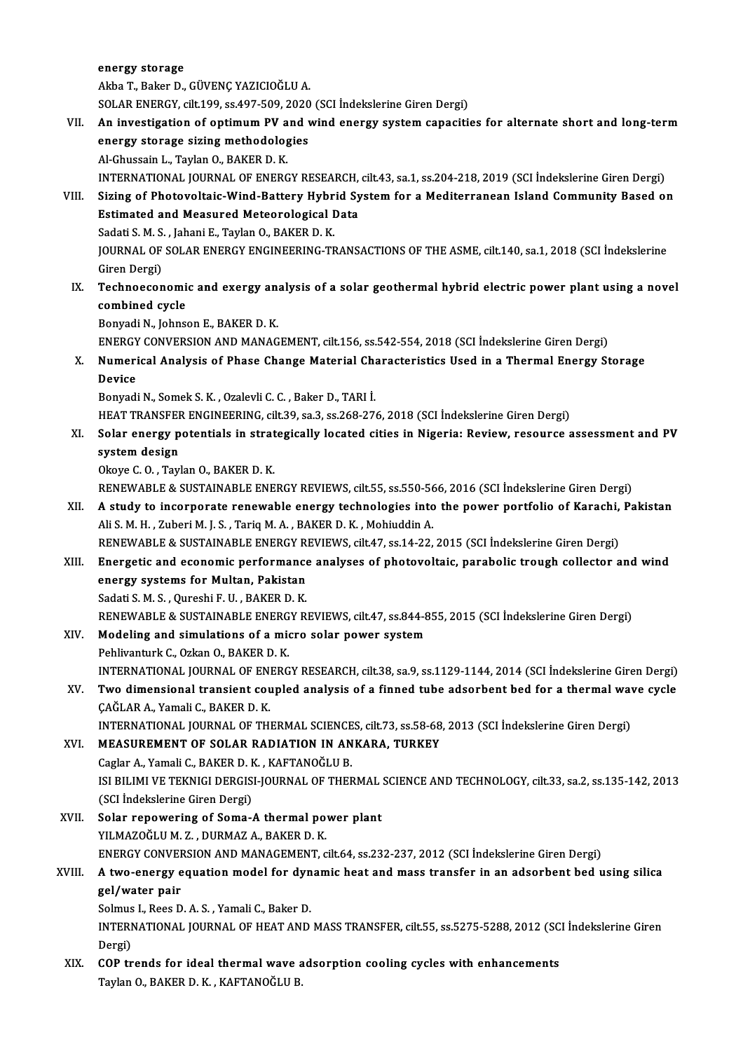energy storage
Akba T., Baker D., GÜVENÇ YAZICIOĞLU A.
SOLAR ENERGY, cilt.199, ss.497-509, 2020 (SCI İndekslerine Giren Dergi)

VII. **An investigation of optimum PV and wind energy system capacities for alternate short and long-term energy storage sizing methodologies**
Al-Ghussain L., Taylan O., BAKER D. K.
INTERNATIONAL JOURNAL OF ENERGY RESEARCH, cilt.43, sa.1, ss.204-218, 2019 (SCI İndekslerine Giren Dergi)

VIII. **Sizing of Photovoltaic-Wind-Battery Hybrid System for a Mediterranean Island Community Based on Estimated and Measured Meteorological Data**
Sadati S. M. S. , Jahani E., Taylan O., BAKER D. K.
JOURNAL OF SOLAR ENERGY ENGINEERING-TRANSACTIONS OF THE ASME, cilt.140, sa.1, 2018 (SCI İndekslerine Giren Dergi)

IX. **Technoeconomic and exergy analysis of a solar geothermal hybrid electric power plant using a novel combined cycle**
Bonyadi N., Johnson E., BAKER D. K.
ENERGY CONVERSION AND MANAGEMENT, cilt.156, ss.542-554, 2018 (SCI İndekslerine Giren Dergi)

X. **Numerical Analysis of Phase Change Material Characteristics Used in a Thermal Energy Storage Device**
Bonyadi N., Somek S. K. , Ozalevli C. C. , Baker D., TARI İ.
HEAT TRANSFER ENGINEERING, cilt.39, sa.3, ss.268-276, 2018 (SCI İndekslerine Giren Dergi)

XI. **Solar energy potentials in strategically located cities in Nigeria: Review, resource assessment and PV system design**
Okoye C. O. , Taylan O., BAKER D. K.
RENEWABLE & SUSTAINABLE ENERGY REVIEWS, cilt.55, ss.550-566, 2016 (SCI İndekslerine Giren Dergi)

XII. **A study to incorporate renewable energy technologies into the power portfolio of Karachi, Pakistan**
Ali S. M. H. , Zuberi M. J. S. , Tariq M. A. , BAKER D. K. , Mohiuddin A.
RENEWABLE & SUSTAINABLE ENERGY REVIEWS, cilt.47, ss.14-22, 2015 (SCI İndekslerine Giren Dergi)

XIII. **Energetic and economic performance analyses of photovoltaic, parabolic trough collector and wind energy systems for Multan, Pakistan**
Sadati S. M. S. , Qureshi F. U. , BAKER D. K.
RENEWABLE & SUSTAINABLE ENERGY REVIEWS, cilt.47, ss.844-855, 2015 (SCI İndekslerine Giren Dergi)

XIV. **Modeling and simulations of a micro solar power system**
Pehlivanturk C., Ozkan O., BAKER D. K.
INTERNATIONAL JOURNAL OF ENERGY RESEARCH, cilt.38, sa.9, ss.1129-1144, 2014 (SCI İndekslerine Giren Dergi)

XV. **Two dimensional transient coupled analysis of a finned tube adsorbent bed for a thermal wave cycle**
ÇAĞLAR A., Yamali C., BAKER D. K.
INTERNATIONAL JOURNAL OF THERMAL SCIENCES, cilt.73, ss.58-68, 2013 (SCI İndekslerine Giren Dergi)

XVI. **MEASUREMENT OF SOLAR RADIATION IN ANKARA, TURKEY**
Caglar A., Yamali C., BAKER D. K. , KAFTANOĞLU B.
ISI BILIMI VE TEKNIGI DERGISI-JOURNAL OF THERMAL SCIENCE AND TECHNOLOGY, cilt.33, sa.2, ss.135-142, 2013 (SCI İndekslerine Giren Dergi)

XVII. **Solar repowering of Soma-A thermal power plant**
YILMAZOĞLU M. Z. , DURMAZ A., BAKER D. K.
ENERGY CONVERSION AND MANAGEMENT, cilt.64, ss.232-237, 2012 (SCI İndekslerine Giren Dergi)

XVIII. **A two-energy equation model for dynamic heat and mass transfer in an adsorbent bed using silica gel/water pair**
Solmus I., Rees D. A. S. , Yamali C., Baker D.
INTERNATIONAL JOURNAL OF HEAT AND MASS TRANSFER, cilt.55, ss.5275-5288, 2012 (SCI İndekslerine Giren Dergi)

XIX. **COP trends for ideal thermal wave adsorption cooling cycles with enhancements**
Taylan O., BAKER D. K. , KAFTANOĞLU B.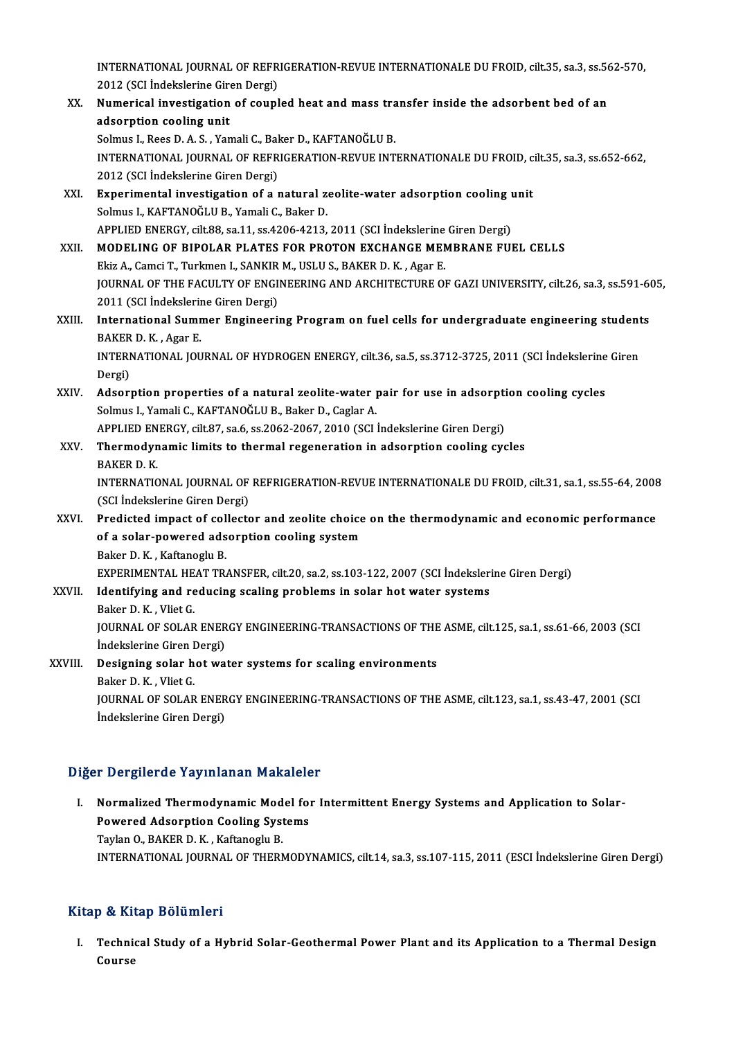INTERNATIONAL JOURNAL OF REFRIGERATION-REVUE INTERNATIONALE DU FROID, cilt.35, sa.3, ss.562-570, 2012 (SCI İndekslerine Giren Dergi)

XX. **Numerical investigation of coupled heat and mass transfer inside the adsorbent bed of an adsorption cooling unit**
Solmus I., Rees D. A. S. , Yamali C., Baker D., KAFTANOĞLU B.
INTERNATIONAL JOURNAL OF REFRIGERATION-REVUE INTERNATIONALE DU FROID, cilt.35, sa.3, ss.652-662, 2012 (SCI İndekslerine Giren Dergi)

XXI. **Experimental investigation of a natural zeolite-water adsorption cooling unit**
Solmus I., KAFTANOĞLU B., Yamali C., Baker D.
APPLIED ENERGY, cilt.88, sa.11, ss.4206-4213, 2011 (SCI İndekslerine Giren Dergi)

XXII. **MODELING OF BIPOLAR PLATES FOR PROTON EXCHANGE MEMBRANE FUEL CELLS**
Ekiz A., Camci T., Turkmen I., SANKIR M., USLU S., BAKER D. K. , Agar E.
JOURNAL OF THE FACULTY OF ENGINEERING AND ARCHITECTURE OF GAZI UNIVERSITY, cilt.26, sa.3, ss.591-605, 2011 (SCI İndekslerine Giren Dergi)

XXIII. **International Summer Engineering Program on fuel cells for undergraduate engineering students**
BAKER D. K. , Agar E.
INTERNATIONAL JOURNAL OF HYDROGEN ENERGY, cilt.36, sa.5, ss.3712-3725, 2011 (SCI İndekslerine Giren Dergi)

XXIV. **Adsorption properties of a natural zeolite-water pair for use in adsorption cooling cycles**
Solmus I., Yamali C., KAFTANOĞLU B., Baker D., Caglar A.
APPLIED ENERGY, cilt.87, sa.6, ss.2062-2067, 2010 (SCI İndekslerine Giren Dergi)

XXV. **Thermodynamic limits to thermal regeneration in adsorption cooling cycles**
BAKER D. K.
INTERNATIONAL JOURNAL OF REFRIGERATION-REVUE INTERNATIONALE DU FROID, cilt.31, sa.1, ss.55-64, 2008 (SCI İndekslerine Giren Dergi)

XXVI. **Predicted impact of collector and zeolite choice on the thermodynamic and economic performance of a solar-powered adsorption cooling system**
Baker D. K. , Kaftanoglu B.
EXPERIMENTAL HEAT TRANSFER, cilt.20, sa.2, ss.103-122, 2007 (SCI İndekslerine Giren Dergi)

XXVII. **Identifying and reducing scaling problems in solar hot water systems**
Baker D. K. , Vliet G.
JOURNAL OF SOLAR ENERGY ENGINEERING-TRANSACTIONS OF THE ASME, cilt.125, sa.1, ss.61-66, 2003 (SCI İndekslerine Giren Dergi)

XXVIII. **Designing solar hot water systems for scaling environments**
Baker D. K. , Vliet G.
JOURNAL OF SOLAR ENERGY ENGINEERING-TRANSACTIONS OF THE ASME, cilt.123, sa.1, ss.43-47, 2001 (SCI İndekslerine Giren Dergi)

## Diğer Dergilerde Yayınlanan Makaleler

I. **Normalized Thermodynamic Model for Intermittent Energy Systems and Application to Solar-Powered Adsorption Cooling Systems**
Taylan O., BAKER D. K. , Kaftanoglu B.
INTERNATIONAL JOURNAL OF THERMODYNAMICS, cilt.14, sa.3, ss.107-115, 2011 (ESCI İndekslerine Giren Dergi)

## Kitap & Kitap Bölümleri

I. **Technical Study of a Hybrid Solar-Geothermal Power Plant and its Application to a Thermal Design Course**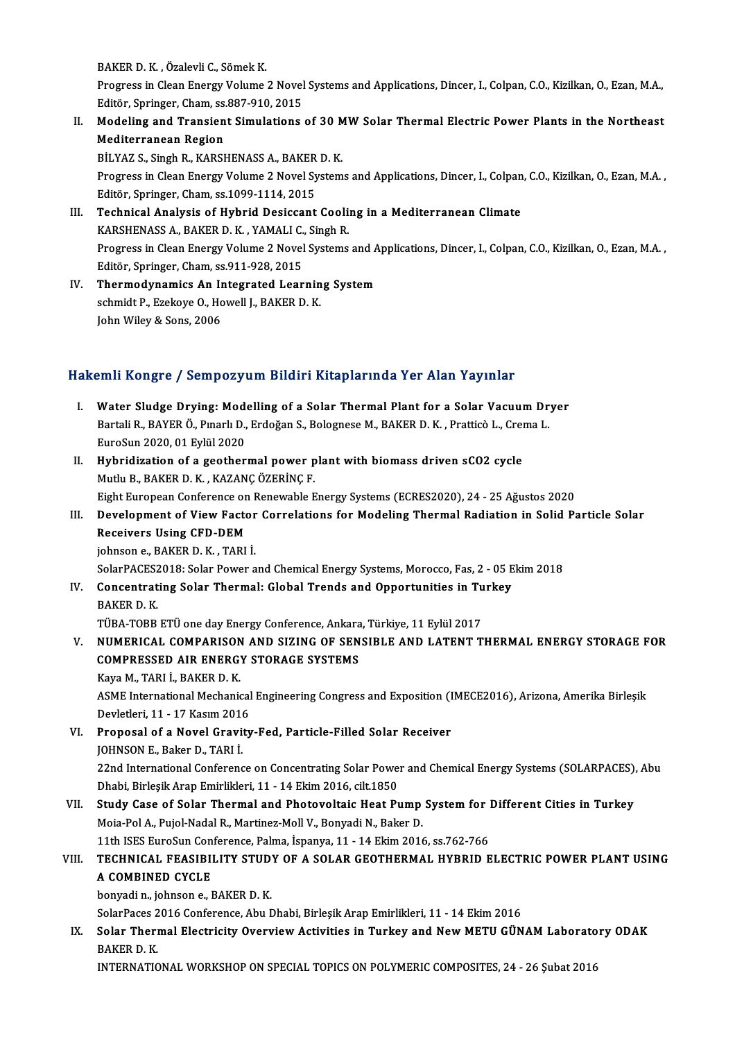BAKER D. K. , Özalevli C., Sömek K.
Progress in Clean Energy Volume 2 Novel Systems and Applications, Dincer, I., Colpan, C.O., Kizilkan, O., Ezan, M.A., Editör, Springer, Cham, ss.887-910, 2015

II. **Modeling and Transient Simulations of 30 MW Solar Thermal Electric Power Plants in the Northeast Mediterranean Region**
BİLYAZ S., Singh R., KARSHENASS A., BAKER D. K.
Progress in Clean Energy Volume 2 Novel Systems and Applications, Dincer, I., Colpan, C.O., Kizilkan, O., Ezan, M.A. , Editör, Springer, Cham, ss.1099-1114, 2015

III. **Technical Analysis of Hybrid Desiccant Cooling in a Mediterranean Climate**
KARSHENASS A., BAKER D. K. , YAMALI C., Singh R.
Progress in Clean Energy Volume 2 Novel Systems and Applications, Dincer, I., Colpan, C.O., Kizilkan, O., Ezan, M.A. , Editör, Springer, Cham, ss.911-928, 2015

IV. **Thermodynamics An Integrated Learning System**
schmidt P., Ezekoye O., Howell J., BAKER D. K.
John Wiley & Sons, 2006

## Hakemli Kongre / Sempozyum Bildiri Kitaplarında Yer Alan Yayınlar

I. **Water Sludge Drying: Modelling of a Solar Thermal Plant for a Solar Vacuum Dryer**
Bartali R., BAYER Ö., Pınarlı D., Erdoğan S., Bolognese M., BAKER D. K. , Pratticò L., Crema L.
EuroSun 2020, 01 Eylül 2020

II. **Hybridization of a geothermal power plant with biomass driven sCO2 cycle**
Mutlu B., BAKER D. K. , KAZANÇ ÖZERİNÇ F.
Eight European Conference on Renewable Energy Systems (ECRES2020), 24 - 25 Ağustos 2020

III. **Development of View Factor Correlations for Modeling Thermal Radiation in Solid Particle Solar Receivers Using CFD-DEM**
johnson e., BAKER D. K. , TARI İ.
SolarPACES2018: Solar Power and Chemical Energy Systems, Morocco, Fas, 2 - 05 Ekim 2018

IV. **Concentrating Solar Thermal: Global Trends and Opportunities in Turkey**
BAKER D. K.
TÜBA-TOBB ETÜ one day Energy Conference, Ankara, Türkiye, 11 Eylül 2017

V. **NUMERICAL COMPARISON AND SIZING OF SENSIBLE AND LATENT THERMAL ENERGY STORAGE FOR COMPRESSED AIR ENERGY STORAGE SYSTEMS**
Kaya M., TARI İ., BAKER D. K.
ASME International Mechanical Engineering Congress and Exposition (IMECE2016), Arizona, Amerika Birleşik Devletleri, 11 - 17 Kasım 2016

VI. **Proposal of a Novel Gravity-Fed, Particle-Filled Solar Receiver**
JOHNSON E., Baker D., TARI İ.
22nd International Conference on Concentrating Solar Power and Chemical Energy Systems (SOLARPACES), Abu Dhabi, Birleşik Arap Emirlikleri, 11 - 14 Ekim 2016, cilt.1850

VII. **Study Case of Solar Thermal and Photovoltaic Heat Pump System for Different Cities in Turkey**
Moia-Pol A., Pujol-Nadal R., Martinez-Moll V., Bonyadi N., Baker D.
11th ISES EuroSun Conference, Palma, İspanya, 11 - 14 Ekim 2016, ss.762-766

VIII. **TECHNICAL FEASIBILITY STUDY OF A SOLAR GEOTHERMAL HYBRID ELECTRIC POWER PLANT USING A COMBINED CYCLE**
bonyadi n., johnson e., BAKER D. K.
SolarPaces 2016 Conference, Abu Dhabi, Birleşik Arap Emirlikleri, 11 - 14 Ekim 2016

IX. **Solar Thermal Electricity Overview Activities in Turkey and New METU GÜNAM Laboratory ODAK**
BAKER D. K.
INTERNATIONAL WORKSHOP ON SPECIAL TOPICS ON POLYMERIC COMPOSITES, 24 - 26 Şubat 2016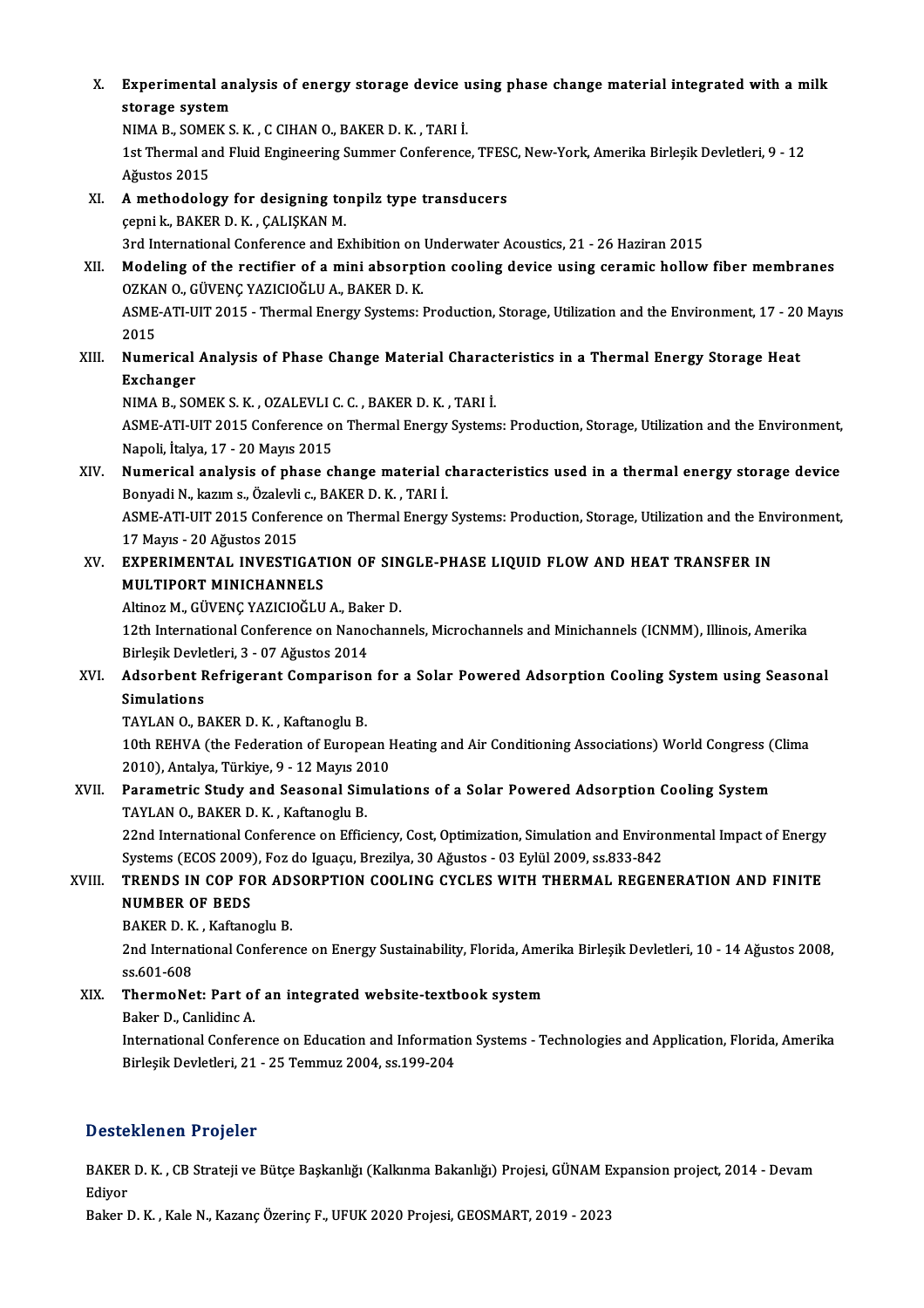X. **Experimental analysis of energy storage device using phase change material integrated with a milk storage system**
NIMA B., SOMEK S. K. , C CIHAN O., BAKER D. K. , TARI İ.
1st Thermal and Fluid Engineering Summer Conference, TFESC, New-York, Amerika Birleşik Devletleri, 9 - 12 Ağustos 2015

XI. **A methodology for designing tonpilz type transducers**
çepni k., BAKER D. K. , ÇALIŞKAN M.
3rd International Conference and Exhibition on Underwater Acoustics, 21 - 26 Haziran 2015

XII. **Modeling of the rectifier of a mini absorption cooling device using ceramic hollow fiber membranes**
OZKAN O., GÜVENÇ YAZICIOĞLU A., BAKER D. K.
ASME-ATI-UIT 2015 - Thermal Energy Systems: Production, Storage, Utilization and the Environment, 17 - 20 Mayıs 2015

XIII. **Numerical Analysis of Phase Change Material Characteristics in a Thermal Energy Storage Heat Exchanger**
NIMA B., SOMEK S. K. , OZALEVLI C. C. , BAKER D. K. , TARI İ.
ASME-ATI-UIT 2015 Conference on Thermal Energy Systems: Production, Storage, Utilization and the Environment, Napoli, İtalya, 17 - 20 Mayıs 2015

XIV. **Numerical analysis of phase change material characteristics used in a thermal energy storage device**
Bonyadi N., kazım s., Özalevli c., BAKER D. K. , TARI İ.
ASME-ATI-UIT 2015 Conference on Thermal Energy Systems: Production, Storage, Utilization and the Environment, 17 Mayıs - 20 Ağustos 2015

XV. **EXPERIMENTAL INVESTIGATION OF SINGLE-PHASE LIQUID FLOW AND HEAT TRANSFER IN MULTIPORT MINICHANNELS**
Altinoz M., GÜVENÇ YAZICIOĞLU A., Baker D.
12th International Conference on Nanochannels, Microchannels and Minichannels (ICNMM), Illinois, Amerika Birleşik Devletleri, 3 - 07 Ağustos 2014

XVI. **Adsorbent Refrigerant Comparison for a Solar Powered Adsorption Cooling System using Seasonal Simulations**
TAYLAN O., BAKER D. K. , Kaftanoglu B.
10th REHVA (the Federation of European Heating and Air Conditioning Associations) World Congress (Clima 2010), Antalya, Türkiye, 9 - 12 Mayıs 2010

XVII. **Parametric Study and Seasonal Simulations of a Solar Powered Adsorption Cooling System**
TAYLAN O., BAKER D. K. , Kaftanoglu B.
22nd International Conference on Efficiency, Cost, Optimization, Simulation and Environmental Impact of Energy Systems (ECOS 2009), Foz do Iguaçu, Brezilya, 30 Ağustos - 03 Eylül 2009, ss.833-842

XVIII. **TRENDS IN COP FOR ADSORPTION COOLING CYCLES WITH THERMAL REGENERATION AND FINITE NUMBER OF BEDS**
BAKER D. K. , Kaftanoglu B.
2nd International Conference on Energy Sustainability, Florida, Amerika Birleşik Devletleri, 10 - 14 Ağustos 2008, ss.601-608

XIX. **ThermoNet: Part of an integrated website-textbook system**
Baker D., Canlidinc A.
International Conference on Education and Information Systems - Technologies and Application, Florida, Amerika Birleşik Devletleri, 21 - 25 Temmuz 2004, ss.199-204

## Desteklenen Projeler

BAKER D. K. , CB Strateji ve Bütçe Başkanlığı (Kalkınma Bakanlığı) Projesi, GÜNAM Expansion project, 2014 - Devam Ediyor

Baker D. K. , Kale N., Kazanç Özerinç F., UFUK 2020 Projesi, GEOSMART, 2019 - 2023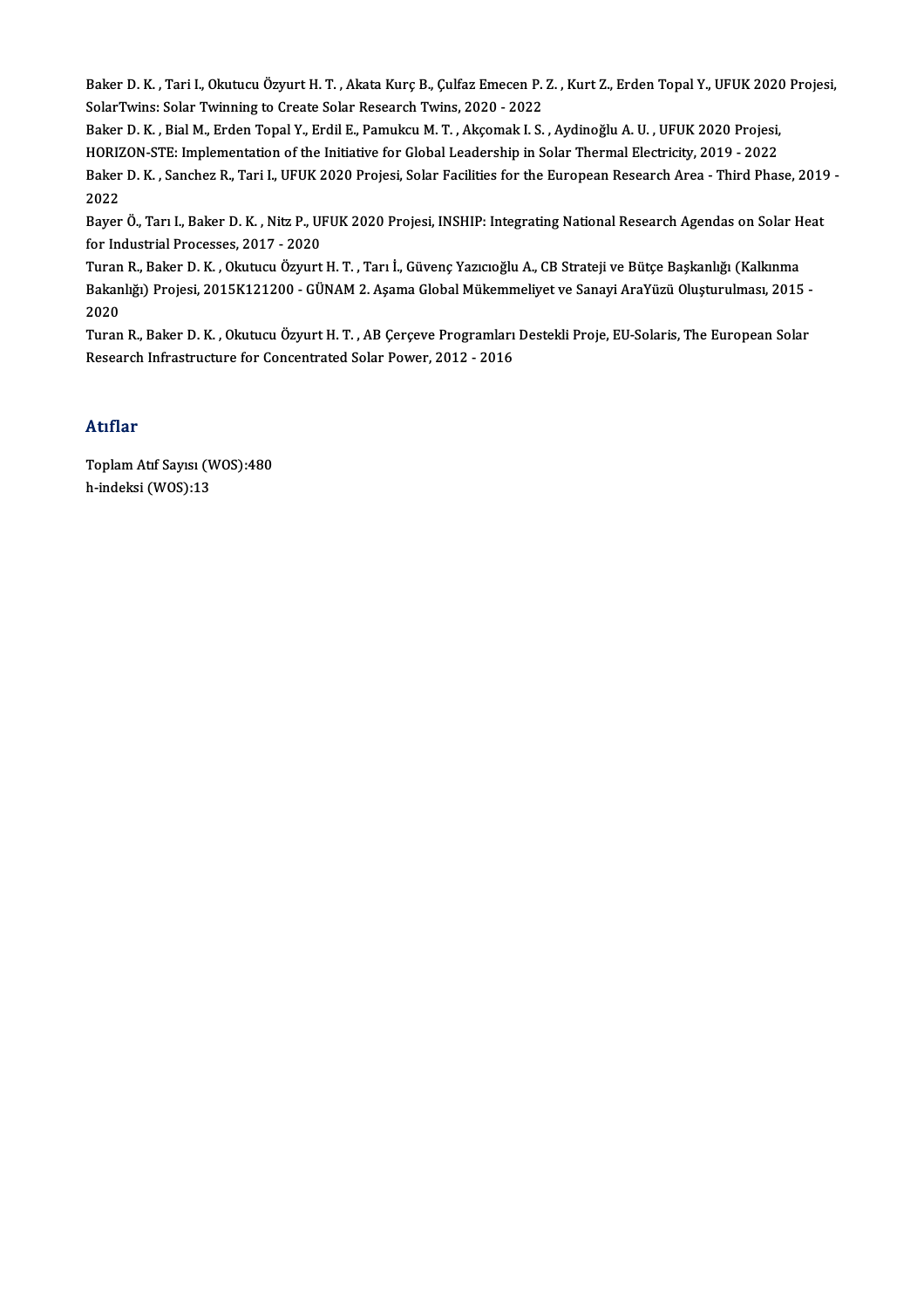Baker D. K. , Tari I., Okutucu Özyurt H. T. , Akata Kurç B., Çulfaz Emecen P. Z. , Kurt Z., Erden Topal Y., UFUK 2020 Projesi, SolarTwins: Solar Twinning to Create Solar Research Twins, 2020 - 2022

Baker D. K. , Bial M., Erden Topal Y., Erdil E., Pamukcu M. T. , Akçomak I. S. , Aydinoğlu A. U. , UFUK 2020 Projesi, HORIZON-STE: Implementation of the Initiative for Global Leadership in Solar Thermal Electricity, 2019 - 2022

Baker D. K. , Sanchez R., Tari I., UFUK 2020 Projesi, Solar Facilities for the European Research Area - Third Phase, 2019 - 2022

Bayer Ö., Tarı I., Baker D. K. , Nitz P., UFUK 2020 Projesi, INSHIP: Integrating National Research Agendas on Solar Heat for Industrial Processes, 2017 - 2020

Turan R., Baker D. K. , Okutucu Özyurt H. T. , Tarı İ., Güvenç Yazıcıoğlu A., CB Strateji ve Bütçe Başkanlığı (Kalkınma Bakanlığı) Projesi, 2015K121200 - GÜNAM 2. Aşama Global Mükemmeliyet ve Sanayi AraYüzü Oluşturulması, 2015 - 2020

Turan R., Baker D. K. , Okutucu Özyurt H. T. , AB Çerçeve Programları Destekli Proje, EU-Solaris, The European Solar Research Infrastructure for Concentrated Solar Power, 2012 - 2016

## Atıflar

Toplam Atıf Sayısı (WOS):480
h-indeksi (WOS):13